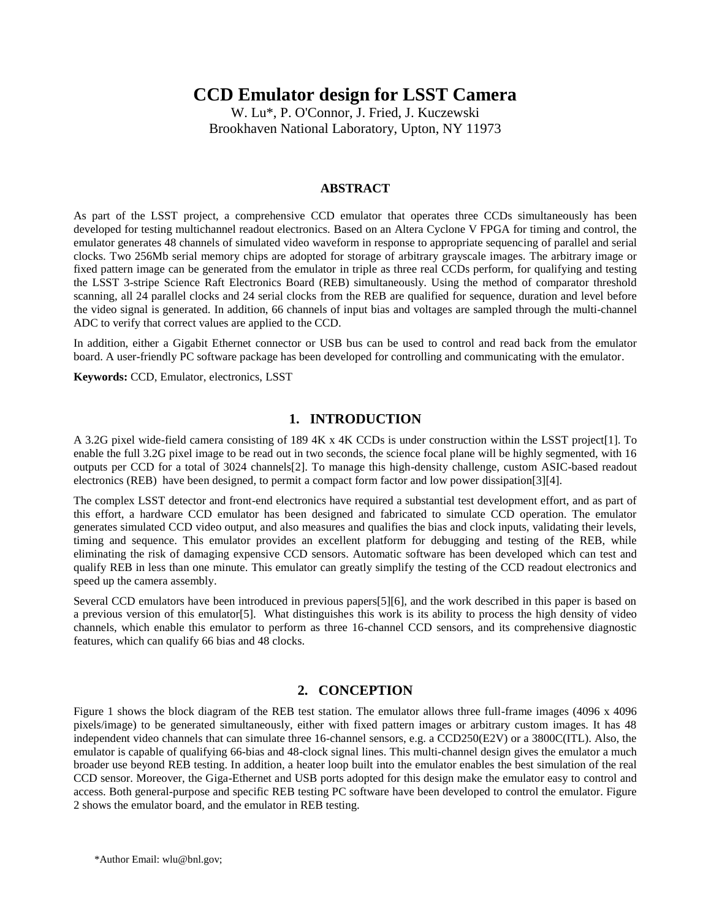# CCD Emulator design for LSST Camera

W. Lu*, P. O'Connor, J. Fried, J. Kuczewski
Brookhaven National Laboratory, Upton, NY 11973

## ABSTRACT

As part of the LSST project, a comprehensive CCD emulator that operates three CCDs simultaneously has been developed for testing multichannel readout electronics. Based on an Altera Cyclone V FPGA for timing and control, the emulator generates 48 channels of simulated video waveform in response to appropriate sequencing of parallel and serial clocks. Two 256Mb serial memory chips are adopted for storage of arbitrary grayscale images. The arbitrary image or fixed pattern image can be generated from the emulator in triple as three real CCDs perform, for qualifying and testing the LSST 3-stripe Science Raft Electronics Board (REB) simultaneously. Using the method of comparator threshold scanning, all 24 parallel clocks and 24 serial clocks from the REB are qualified for sequence, duration and level before the video signal is generated. In addition, 66 channels of input bias and voltages are sampled through the multi-channel ADC to verify that correct values are applied to the CCD.

In addition, either a Gigabit Ethernet connector or USB bus can be used to control and read back from the emulator board. A user-friendly PC software package has been developed for controlling and communicating with the emulator.

**Keywords:** CCD, Emulator, electronics, LSST

## 1. INTRODUCTION

A 3.2G pixel wide-field camera consisting of 189 4K x 4K CCDs is under construction within the LSST project[1]. To enable the full 3.2G pixel image to be read out in two seconds, the science focal plane will be highly segmented, with 16 outputs per CCD for a total of 3024 channels[2]. To manage this high-density challenge, custom ASIC-based readout electronics (REB) have been designed, to permit a compact form factor and low power dissipation[3][4].

The complex LSST detector and front-end electronics have required a substantial test development effort, and as part of this effort, a hardware CCD emulator has been designed and fabricated to simulate CCD operation. The emulator generates simulated CCD video output, and also measures and qualifies the bias and clock inputs, validating their levels, timing and sequence. This emulator provides an excellent platform for debugging and testing of the REB, while eliminating the risk of damaging expensive CCD sensors. Automatic software has been developed which can test and qualify REB in less than one minute. This emulator can greatly simplify the testing of the CCD readout electronics and speed up the camera assembly.

Several CCD emulators have been introduced in previous papers[5][6], and the work described in this paper is based on a previous version of this emulator[5]. What distinguishes this work is its ability to process the high density of video channels, which enable this emulator to perform as three 16-channel CCD sensors, and its comprehensive diagnostic features, which can qualify 66 bias and 48 clocks.

## 2. CONCEPTION

Figure 1 shows the block diagram of the REB test station. The emulator allows three full-frame images (4096 x 4096 pixels/image) to be generated simultaneously, either with fixed pattern images or arbitrary custom images. It has 48 independent video channels that can simulate three 16-channel sensors, e.g. a CCD250(E2V) or a 3800C(ITL). Also, the emulator is capable of qualifying 66-bias and 48-clock signal lines. This multi-channel design gives the emulator a much broader use beyond REB testing. In addition, a heater loop built into the emulator enables the best simulation of the real CCD sensor. Moreover, the Giga-Ethernet and USB ports adopted for this design make the emulator easy to control and access. Both general-purpose and specific REB testing PC software have been developed to control the emulator. Figure 2 shows the emulator board, and the emulator in REB testing.

*Author Email: wlu@bnl.gov;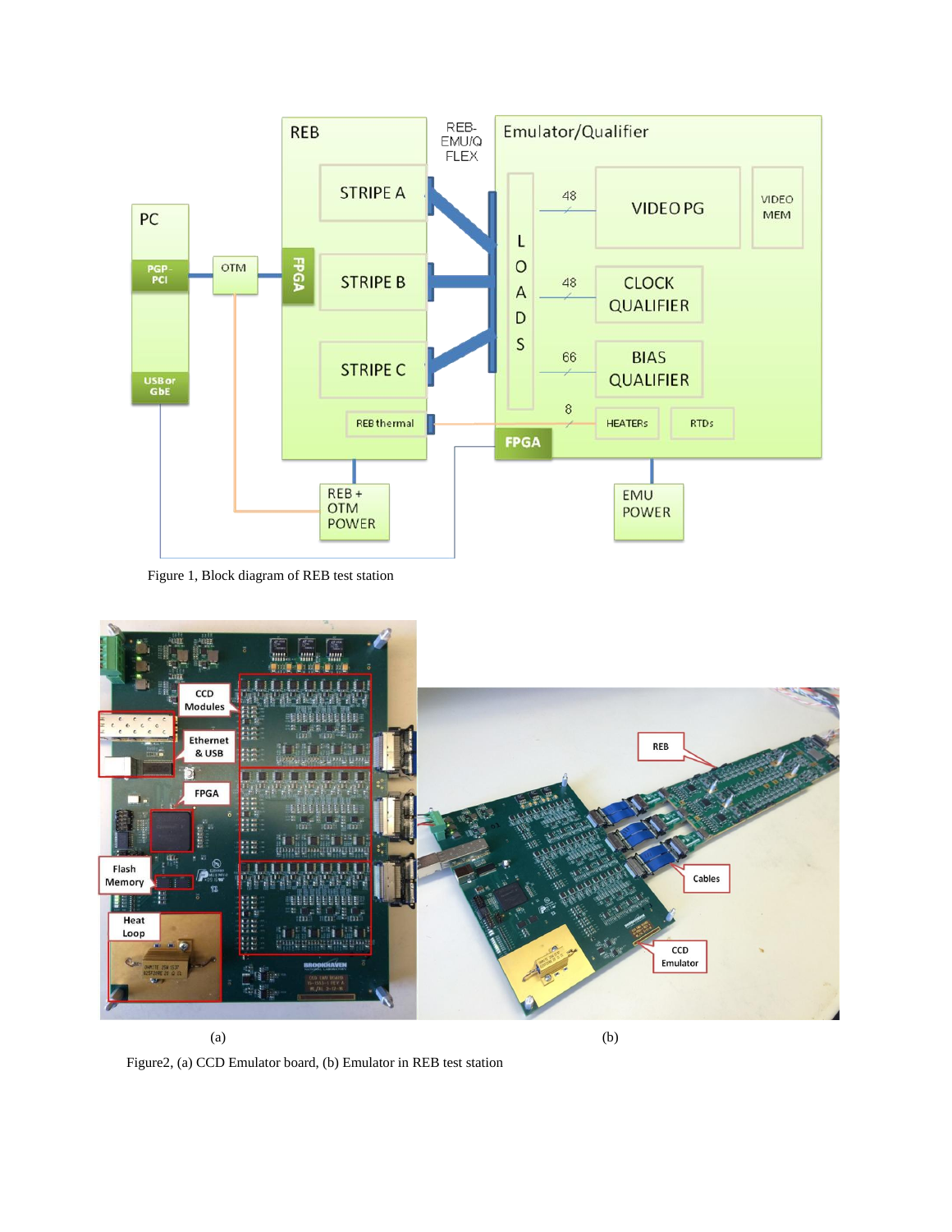Figure 1, Block diagram of REB test station

(a) (b)

Figure2, (a) CCD Emulator board, (b) Emulator in REB test station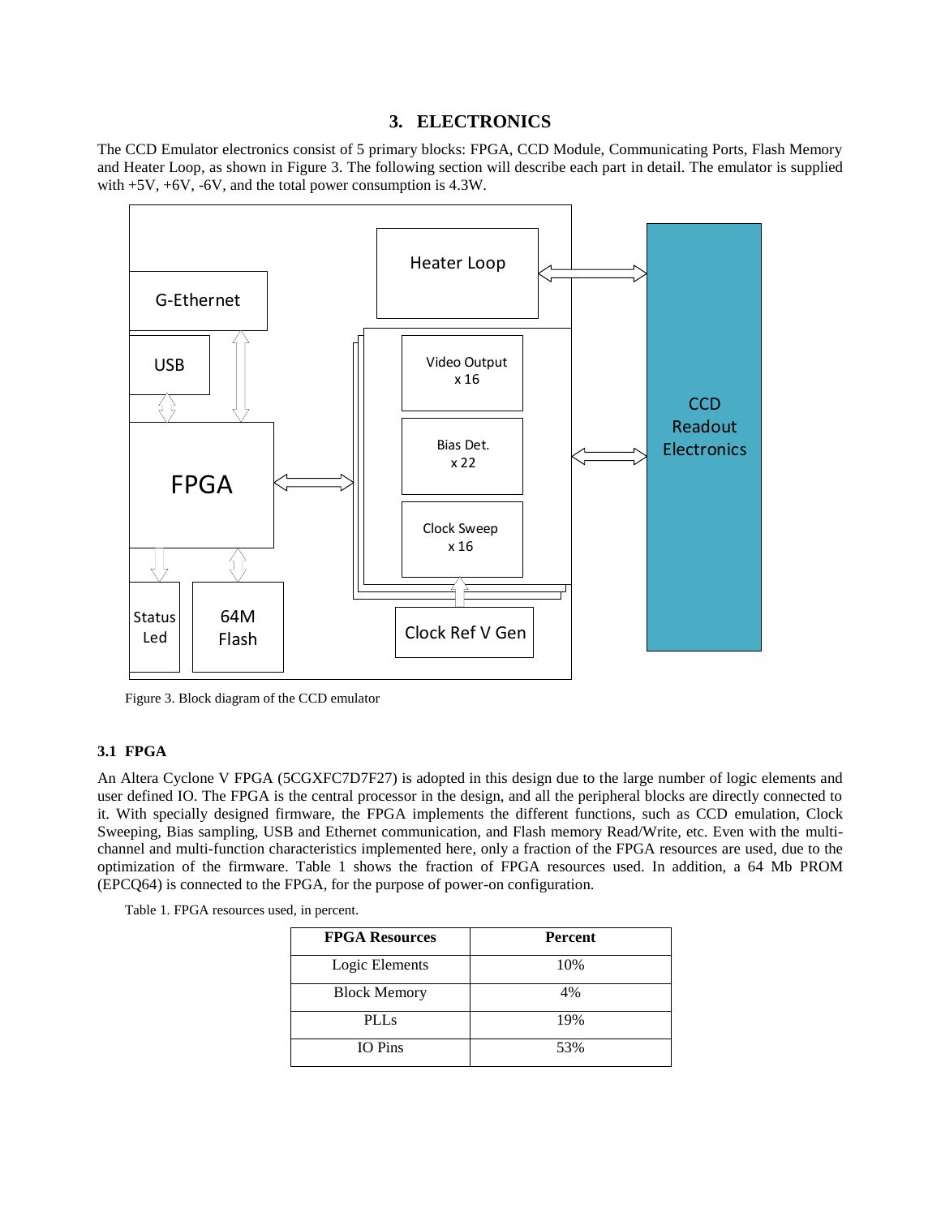## 3. ELECTRONICS

The CCD Emulator electronics consist of 5 primary blocks: FPGA, CCD Module, Communicating Ports, Flash Memory and Heater Loop, as shown in Figure 3. The following section will describe each part in detail. The emulator is supplied with +5V, +6V, -6V, and the total power consumption is 4.3W.

Figure 3. Block diagram of the CCD emulator

### 3.1 FPGA

An Altera Cyclone V FPGA (5CGXFC7D7F27) is adopted in this design due to the large number of logic elements and user defined IO. The FPGA is the central processor in the design, and all the peripheral blocks are directly connected to it. With specially designed firmware, the FPGA implements the different functions, such as CCD emulation, Clock Sweeping, Bias sampling, USB and Ethernet communication, and Flash memory Read/Write, etc. Even with the multi-channel and multi-function characteristics implemented here, only a fraction of the FPGA resources are used, due to the optimization of the firmware. Table 1 shows the fraction of FPGA resources used. In addition, a 64 Mb PROM (EPCQ64) is connected to the FPGA, for the purpose of power-on configuration.

Table 1. FPGA resources used, in percent.

| FPGA Resources | Percent |
| --- | --- |
| Logic Elements | 10% |
| Block Memory | 4% |
| PLLs | 19% |
| IO Pins | 53% |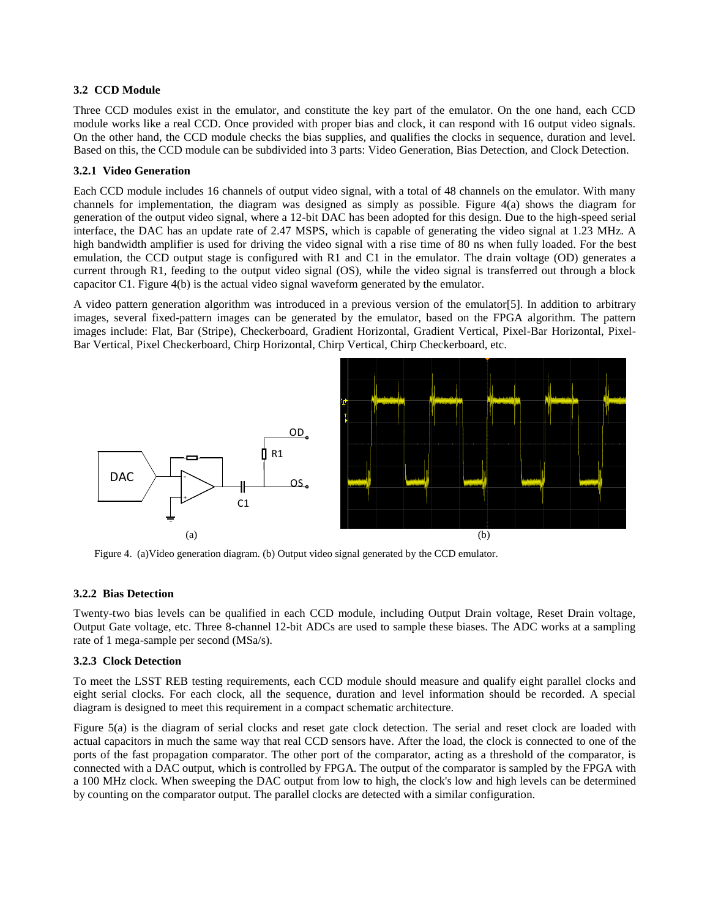### 3.2 CCD Module

Three CCD modules exist in the emulator, and constitute the key part of the emulator. On the one hand, each CCD module works like a real CCD. Once provided with proper bias and clock, it can respond with 16 output video signals. On the other hand, the CCD module checks the bias supplies, and qualifies the clocks in sequence, duration and level. Based on this, the CCD module can be subdivided into 3 parts: Video Generation, Bias Detection, and Clock Detection.

#### 3.2.1 Video Generation

Each CCD module includes 16 channels of output video signal, with a total of 48 channels on the emulator. With many channels for implementation, the diagram was designed as simply as possible. Figure 4(a) shows the diagram for generation of the output video signal, where a 12-bit DAC has been adopted for this design. Due to the high-speed serial interface, the DAC has an update rate of 2.47 MSPS, which is capable of generating the video signal at 1.23 MHz. A high bandwidth amplifier is used for driving the video signal with a rise time of 80 ns when fully loaded. For the best emulation, the CCD output stage is configured with R1 and C1 in the emulator. The drain voltage (OD) generates a current through R1, feeding to the output video signal (OS), while the video signal is transferred out through a block capacitor C1. Figure 4(b) is the actual video signal waveform generated by the emulator.

A video pattern generation algorithm was introduced in a previous version of the emulator[5]. In addition to arbitrary images, several fixed-pattern images can be generated by the emulator, based on the FPGA algorithm. The pattern images include: Flat, Bar (Stripe), Checkerboard, Gradient Horizontal, Gradient Vertical, Pixel-Bar Horizontal, Pixel-Bar Vertical, Pixel Checkerboard, Chirp Horizontal, Chirp Vertical, Chirp Checkerboard, etc.

(a) (b)

Figure 4. (a)Video generation diagram. (b) Output video signal generated by the CCD emulator.

#### 3.2.2 Bias Detection

Twenty-two bias levels can be qualified in each CCD module, including Output Drain voltage, Reset Drain voltage, Output Gate voltage, etc. Three 8-channel 12-bit ADCs are used to sample these biases. The ADC works at a sampling rate of 1 mega-sample per second (MSa/s).

#### 3.2.3 Clock Detection

To meet the LSST REB testing requirements, each CCD module should measure and qualify eight parallel clocks and eight serial clocks. For each clock, all the sequence, duration and level information should be recorded. A special diagram is designed to meet this requirement in a compact schematic architecture.

Figure 5(a) is the diagram of serial clocks and reset gate clock detection. The serial and reset clock are loaded with actual capacitors in much the same way that real CCD sensors have. After the load, the clock is connected to one of the ports of the fast propagation comparator. The other port of the comparator, acting as a threshold of the comparator, is connected with a DAC output, which is controlled by FPGA. The output of the comparator is sampled by the FPGA with a 100 MHz clock. When sweeping the DAC output from low to high, the clock's low and high levels can be determined by counting on the comparator output. The parallel clocks are detected with a similar configuration.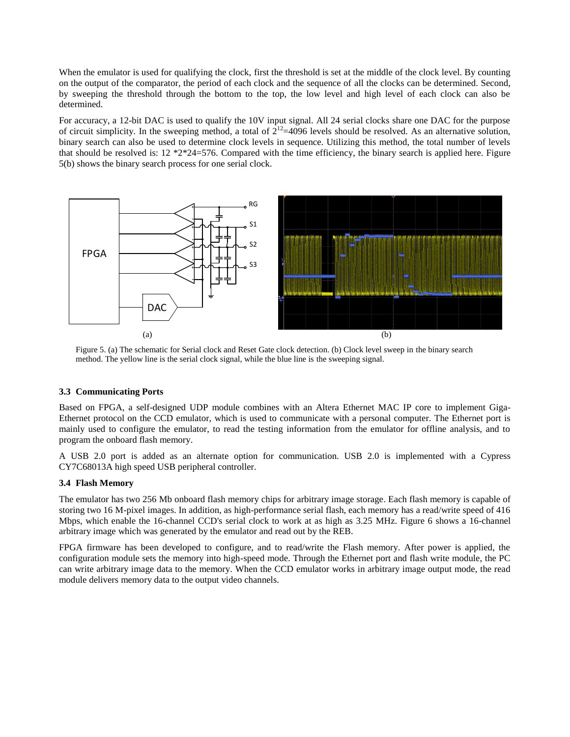When the emulator is used for qualifying the clock, first the threshold is set at the middle of the clock level. By counting on the output of the comparator, the period of each clock and the sequence of all the clocks can be determined. Second, by sweeping the threshold through the bottom to the top, the low level and high level of each clock can also be determined.

For accuracy, a 12-bit DAC is used to qualify the 10V input signal. All 24 serial clocks share one DAC for the purpose of circuit simplicity. In the sweeping method, a total of $2^{12}$=4096 levels should be resolved. As an alternative solution, binary search can also be used to determine clock levels in sequence. Utilizing this method, the total number of levels that should be resolved is: 12 *2*24=576. Compared with the time efficiency, the binary search is applied here. Figure 5(b) shows the binary search process for one serial clock.

Figure 5. (a) The schematic for Serial clock and Reset Gate clock detection. (b) Clock level sweep in the binary search method. The yellow line is the serial clock signal, while the blue line is the sweeping signal.

### 3.3 Communicating Ports

Based on FPGA, a self-designed UDP module combines with an Altera Ethernet MAC IP core to implement Giga-Ethernet protocol on the CCD emulator, which is used to communicate with a personal computer. The Ethernet port is mainly used to configure the emulator, to read the testing information from the emulator for offline analysis, and to program the onboard flash memory.

A USB 2.0 port is added as an alternate option for communication. USB 2.0 is implemented with a Cypress CY7C68013A high speed USB peripheral controller.

### 3.4 Flash Memory

The emulator has two 256 Mb onboard flash memory chips for arbitrary image storage. Each flash memory is capable of storing two 16 M-pixel images. In addition, as high-performance serial flash, each memory has a read/write speed of 416 Mbps, which enable the 16-channel CCD's serial clock to work at as high as 3.25 MHz. Figure 6 shows a 16-channel arbitrary image which was generated by the emulator and read out by the REB.

FPGA firmware has been developed to configure, and to read/write the Flash memory. After power is applied, the configuration module sets the memory into high-speed mode. Through the Ethernet port and flash write module, the PC can write arbitrary image data to the memory. When the CCD emulator works in arbitrary image output mode, the read module delivers memory data to the output video channels.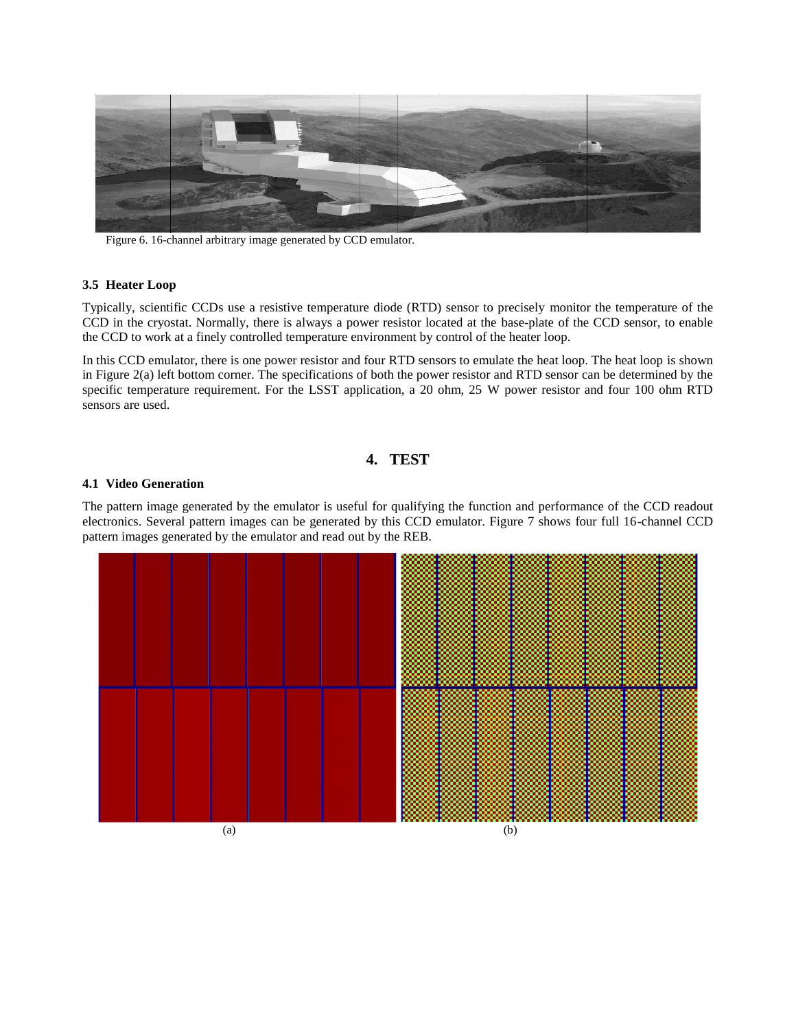Figure 6. 16-channel arbitrary image generated by CCD emulator.

### 3.5 Heater Loop

Typically, scientific CCDs use a resistive temperature diode (RTD) sensor to precisely monitor the temperature of the CCD in the cryostat. Normally, there is always a power resistor located at the base-plate of the CCD sensor, to enable the CCD to work at a finely controlled temperature environment by control of the heater loop.

In this CCD emulator, there is one power resistor and four RTD sensors to emulate the heat loop. The heat loop is shown in Figure 2(a) left bottom corner. The specifications of both the power resistor and RTD sensor can be determined by the specific temperature requirement. For the LSST application, a 20 ohm, 25 W power resistor and four 100 ohm RTD sensors are used.

## 4. TEST

### 4.1 Video Generation

The pattern image generated by the emulator is useful for qualifying the function and performance of the CCD readout electronics. Several pattern images can be generated by this CCD emulator. Figure 7 shows four full 16-channel CCD pattern images generated by the emulator and read out by the REB.

(a) (b)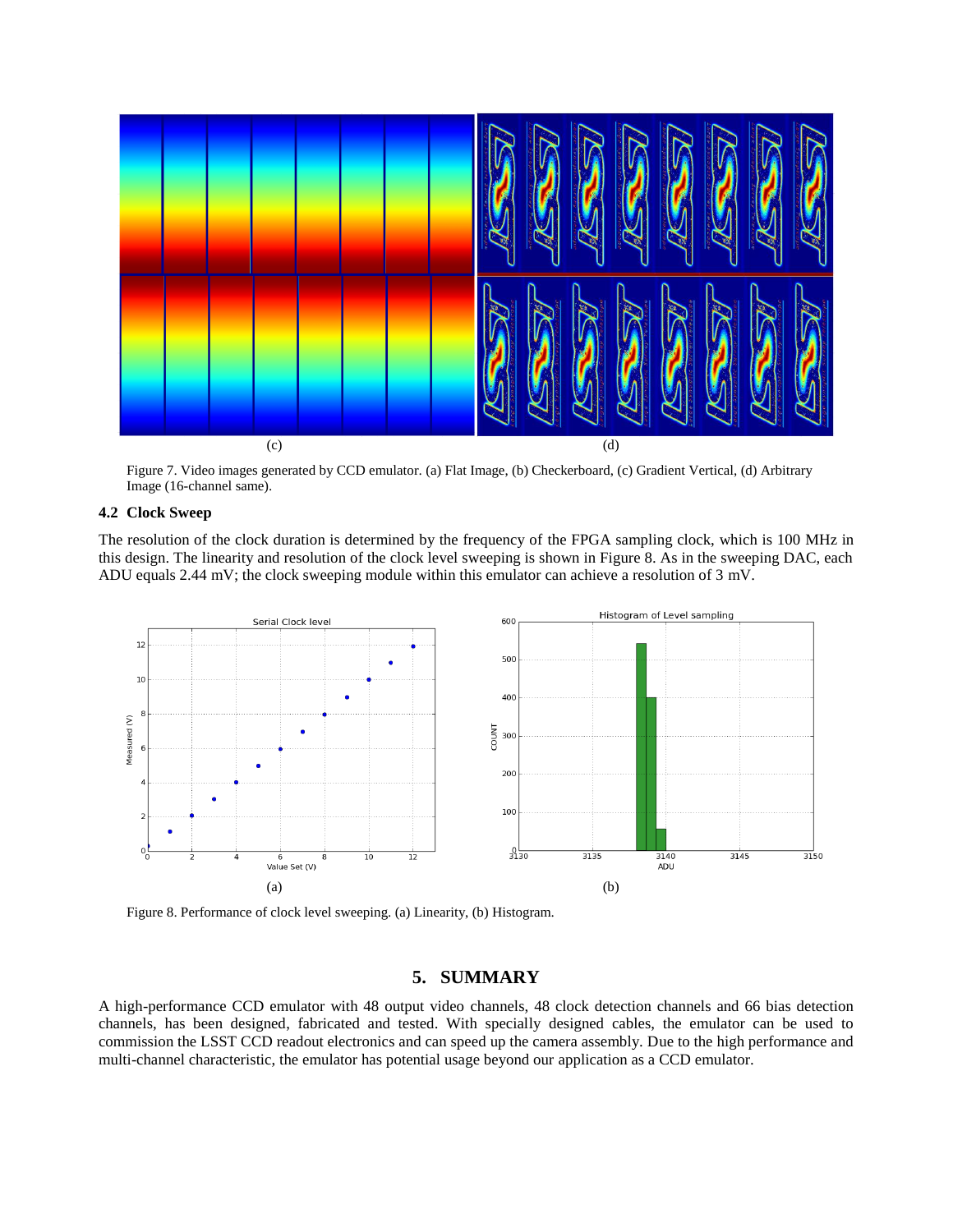(c) (d)

Figure 7. Video images generated by CCD emulator. (a) Flat Image, (b) Checkerboard, (c) Gradient Vertical, (d) Arbitrary Image (16-channel same).

### 4.2 Clock Sweep

The resolution of the clock duration is determined by the frequency of the FPGA sampling clock, which is 100 MHz in this design. The linearity and resolution of the clock level sweeping is shown in Figure 8. As in the sweeping DAC, each ADU equals 2.44 mV; the clock sweeping module within this emulator can achieve a resolution of 3 mV.

(a) (b)

Figure 8. Performance of clock level sweeping. (a) Linearity, (b) Histogram.

## 5. SUMMARY

A high-performance CCD emulator with 48 output video channels, 48 clock detection channels and 66 bias detection channels, has been designed, fabricated and tested. With specially designed cables, the emulator can be used to commission the LSST CCD readout electronics and can speed up the camera assembly. Due to the high performance and multi-channel characteristic, the emulator has potential usage beyond our application as a CCD emulator.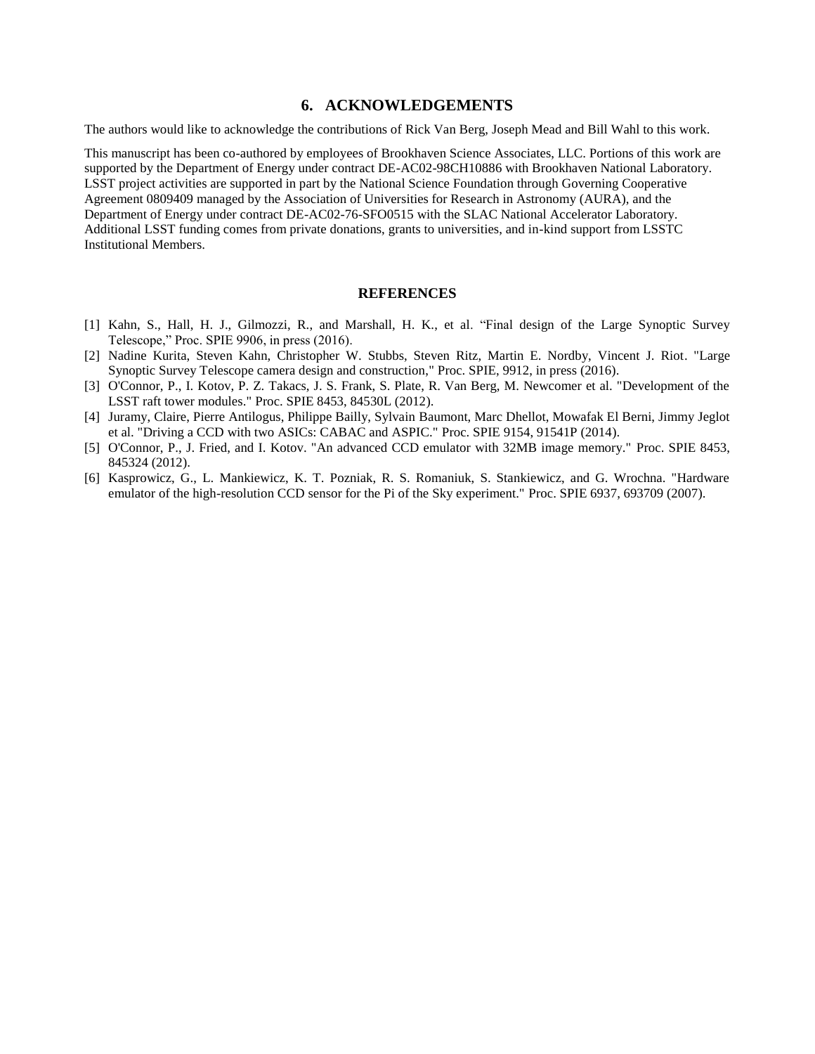## 6. ACKNOWLEDGEMENTS

The authors would like to acknowledge the contributions of Rick Van Berg, Joseph Mead and Bill Wahl to this work.

This manuscript has been co-authored by employees of Brookhaven Science Associates, LLC. Portions of this work are supported by the Department of Energy under contract DE-AC02-98CH10886 with Brookhaven National Laboratory. LSST project activities are supported in part by the National Science Foundation through Governing Cooperative Agreement 0809409 managed by the Association of Universities for Research in Astronomy (AURA), and the Department of Energy under contract DE-AC02-76-SFO0515 with the SLAC National Accelerator Laboratory. Additional LSST funding comes from private donations, grants to universities, and in-kind support from LSSTC Institutional Members.

## REFERENCES

[1] Kahn, S., Hall, H. J., Gilmozzi, R., and Marshall, H. K., et al. "Final design of the Large Synoptic Survey Telescope," Proc. SPIE 9906, in press (2016).

[2] Nadine Kurita, Steven Kahn, Christopher W. Stubbs, Steven Ritz, Martin E. Nordby, Vincent J. Riot. "Large Synoptic Survey Telescope camera design and construction," Proc. SPIE, 9912, in press (2016).

[3] O'Connor, P., I. Kotov, P. Z. Takacs, J. S. Frank, S. Plate, R. Van Berg, M. Newcomer et al. "Development of the LSST raft tower modules." Proc. SPIE 8453, 84530L (2012).

[4] Juramy, Claire, Pierre Antilogus, Philippe Bailly, Sylvain Baumont, Marc Dhellot, Mowafak El Berni, Jimmy Jeglot et al. "Driving a CCD with two ASICs: CABAC and ASPIC." Proc. SPIE 9154, 91541P (2014).

[5] O'Connor, P., J. Fried, and I. Kotov. "An advanced CCD emulator with 32MB image memory." Proc. SPIE 8453, 845324 (2012).

[6] Kasprowicz, G., L. Mankiewicz, K. T. Pozniak, R. S. Romaniuk, S. Stankiewicz, and G. Wrochna. "Hardware emulator of the high-resolution CCD sensor for the Pi of the Sky experiment." Proc. SPIE 6937, 693709 (2007).